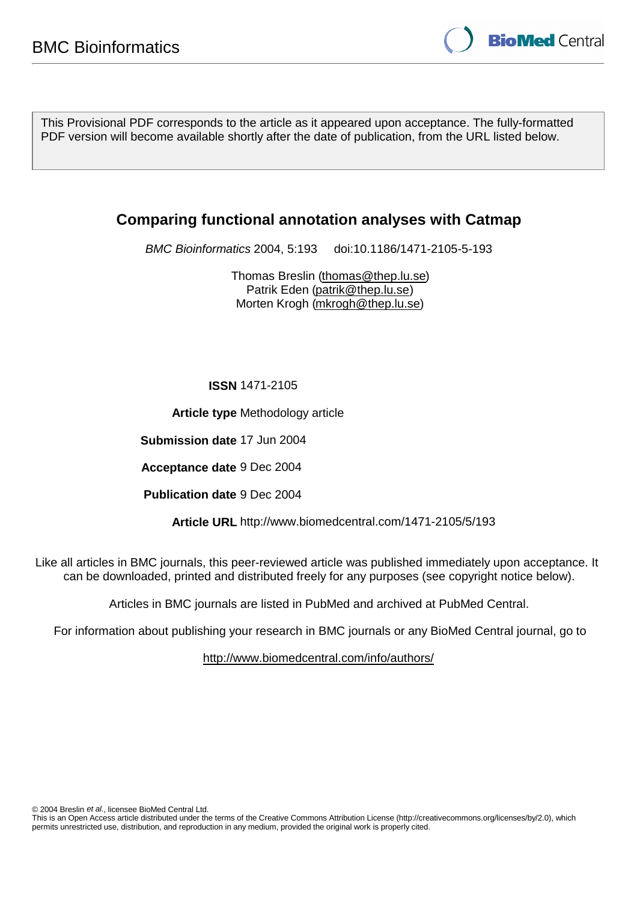BMC Bioinformatics

This Provisional PDF corresponds to the article as it appeared upon acceptance. The fully-formatted PDF version will become available shortly after the date of publication, from the URL listed below.

# Comparing functional annotation analyses with Catmap

*BMC Bioinformatics* 2004, 5:193 doi:10.1186/1471-2105-5-193

Thomas Breslin (thomas@thep.lu.se)
Patrik Eden (patrik@thep.lu.se)
Morten Krogh (mkrogh@thep.lu.se)

**ISSN** 1471-2105

**Article type** Methodology article

**Submission date** 17 Jun 2004

**Acceptance date** 9 Dec 2004

**Publication date** 9 Dec 2004

**Article URL** http://www.biomedcentral.com/1471-2105/5/193

Like all articles in BMC journals, this peer-reviewed article was published immediately upon acceptance. It can be downloaded, printed and distributed freely for any purposes (see copyright notice below).

Articles in BMC journals are listed in PubMed and archived at PubMed Central.

For information about publishing your research in BMC journals or any BioMed Central journal, go to

http://www.biomedcentral.com/info/authors/

© 2004 Breslin *et al.*, licensee BioMed Central Ltd.
This is an Open Access article distributed under the terms of the Creative Commons Attribution License (http://creativecommons.org/licenses/by/2.0), which permits unrestricted use, distribution, and reproduction in any medium, provided the original work is properly cited.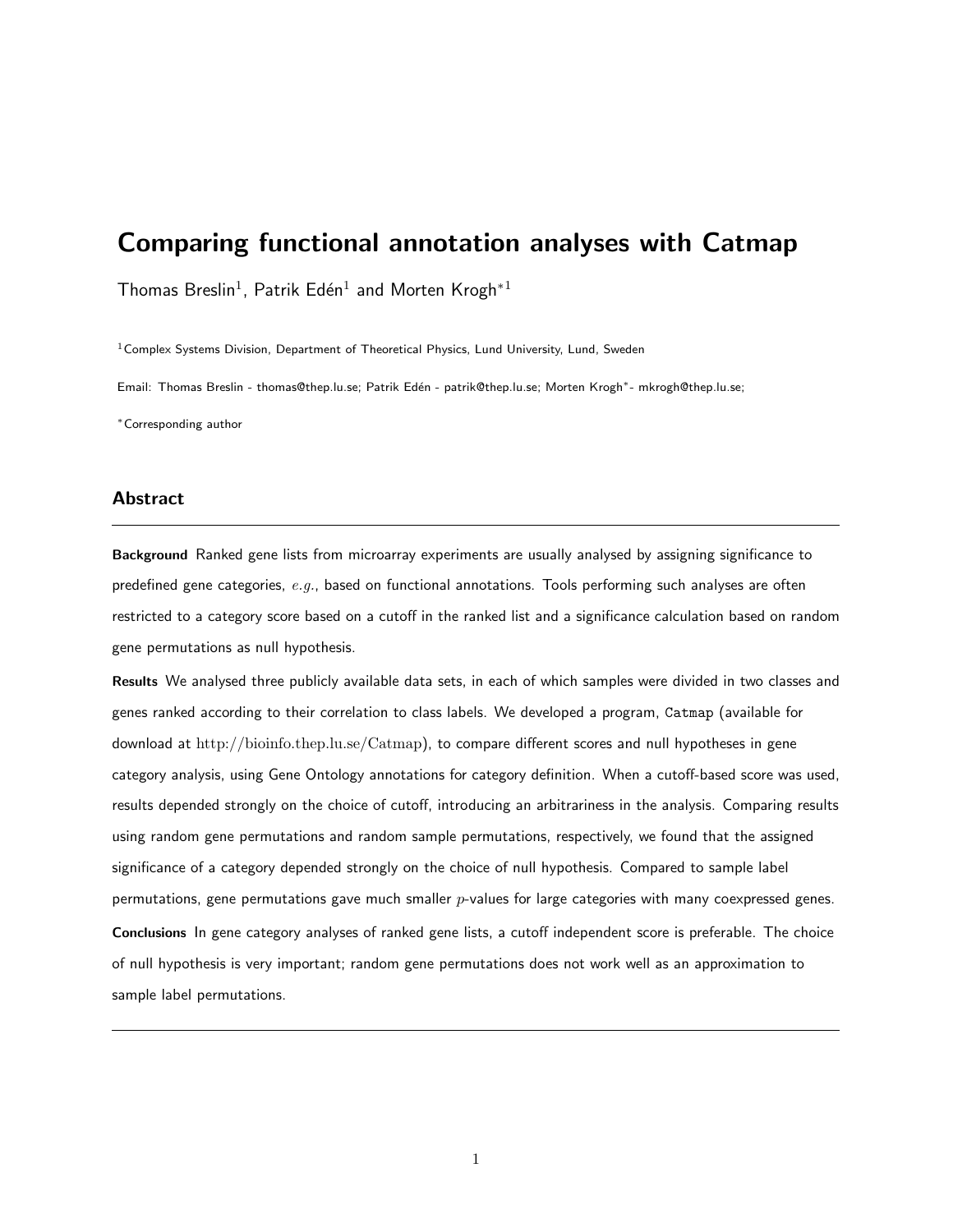# Comparing functional annotation analyses with Catmap

Thomas Breslin[1], Patrik Edén[1] and Morten Krogh*[1]

[1]Complex Systems Division, Department of Theoretical Physics, Lund University, Lund, Sweden

Email: Thomas Breslin - thomas@thep.lu.se; Patrik Edén - patrik@thep.lu.se; Morten Krogh*- mkrogh@thep.lu.se;

*Corresponding author

## Abstract

**Background** Ranked gene lists from microarray experiments are usually analysed by assigning significance to predefined gene categories, *e.g.*, based on functional annotations. Tools performing such analyses are often restricted to a category score based on a cutoff in the ranked list and a significance calculation based on random gene permutations as null hypothesis.

**Results** We analysed three publicly available data sets, in each of which samples were divided in two classes and genes ranked according to their correlation to class labels. We developed a program, `Catmap` (available for download at http://bioinfo.thep.lu.se/Catmap), to compare different scores and null hypotheses in gene category analysis, using Gene Ontology annotations for category definition. When a cutoff-based score was used, results depended strongly on the choice of cutoff, introducing an arbitrariness in the analysis. Comparing results using random gene permutations and random sample permutations, respectively, we found that the assigned significance of a category depended strongly on the choice of null hypothesis. Compared to sample label permutations, gene permutations gave much smaller $p$-values for large categories with many coexpressed genes.

**Conclusions** In gene category analyses of ranked gene lists, a cutoff independent score is preferable. The choice of null hypothesis is very important; random gene permutations does not work well as an approximation to sample label permutations.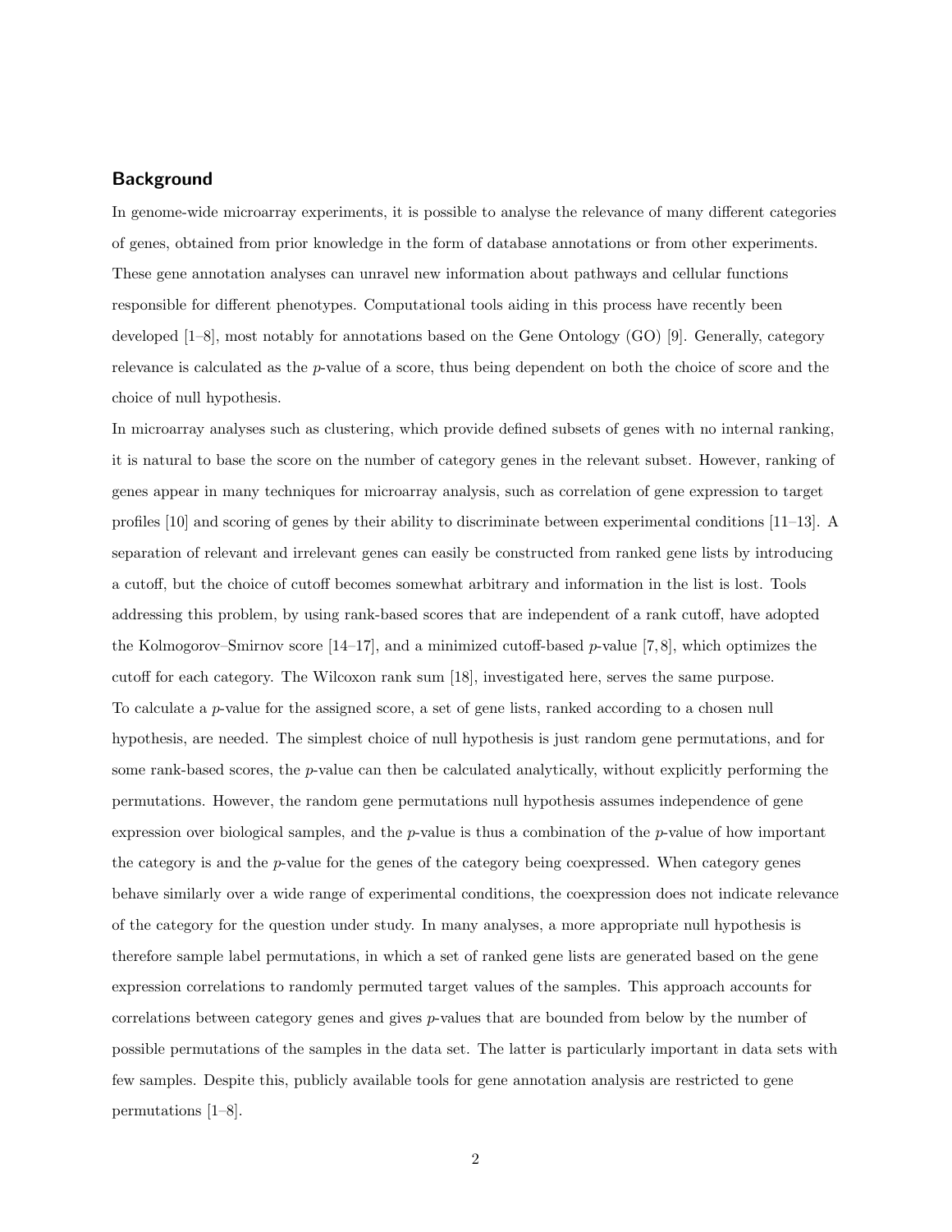## Background

In genome-wide microarray experiments, it is possible to analyse the relevance of many different categories of genes, obtained from prior knowledge in the form of database annotations or from other experiments. These gene annotation analyses can unravel new information about pathways and cellular functions responsible for different phenotypes. Computational tools aiding in this process have recently been developed [1–8], most notably for annotations based on the Gene Ontology (GO) [9]. Generally, category relevance is calculated as the $p$-value of a score, thus being dependent on both the choice of score and the choice of null hypothesis.

In microarray analyses such as clustering, which provide defined subsets of genes with no internal ranking, it is natural to base the score on the number of category genes in the relevant subset. However, ranking of genes appear in many techniques for microarray analysis, such as correlation of gene expression to target profiles [10] and scoring of genes by their ability to discriminate between experimental conditions [11–13]. A separation of relevant and irrelevant genes can easily be constructed from ranked gene lists by introducing a cutoff, but the choice of cutoff becomes somewhat arbitrary and information in the list is lost. Tools addressing this problem, by using rank-based scores that are independent of a rank cutoff, have adopted the Kolmogorov–Smirnov score [14–17], and a minimized cutoff-based $p$-value [7, 8], which optimizes the cutoff for each category. The Wilcoxon rank sum [18], investigated here, serves the same purpose.

To calculate a $p$-value for the assigned score, a set of gene lists, ranked according to a chosen null hypothesis, are needed. The simplest choice of null hypothesis is just random gene permutations, and for some rank-based scores, the $p$-value can then be calculated analytically, without explicitly performing the permutations. However, the random gene permutations null hypothesis assumes independence of gene expression over biological samples, and the $p$-value is thus a combination of the $p$-value of how important the category is and the $p$-value for the genes of the category being coexpressed. When category genes behave similarly over a wide range of experimental conditions, the coexpression does not indicate relevance of the category for the question under study. In many analyses, a more appropriate null hypothesis is therefore sample label permutations, in which a set of ranked gene lists are generated based on the gene expression correlations to randomly permuted target values of the samples. This approach accounts for correlations between category genes and gives $p$-values that are bounded from below by the number of possible permutations of the samples in the data set. The latter is particularly important in data sets with few samples. Despite this, publicly available tools for gene annotation analysis are restricted to gene permutations [1–8].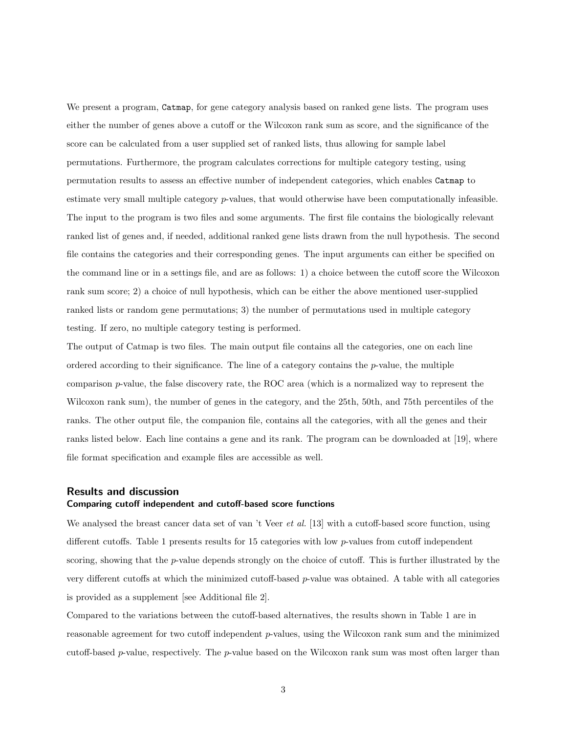We present a program, `Catmap`, for gene category analysis based on ranked gene lists. The program uses either the number of genes above a cutoff or the Wilcoxon rank sum as score, and the significance of the score can be calculated from a user supplied set of ranked lists, thus allowing for sample label permutations. Furthermore, the program calculates corrections for multiple category testing, using permutation results to assess an effective number of independent categories, which enables `Catmap` to estimate very small multiple category $p$-values, that would otherwise have been computationally infeasible. The input to the program is two files and some arguments. The first file contains the biologically relevant ranked list of genes and, if needed, additional ranked gene lists drawn from the null hypothesis. The second file contains the categories and their corresponding genes. The input arguments can either be specified on the command line or in a settings file, and are as follows: 1) a choice between the cutoff score the Wilcoxon rank sum score; 2) a choice of null hypothesis, which can be either the above mentioned user-supplied ranked lists or random gene permutations; 3) the number of permutations used in multiple category testing. If zero, no multiple category testing is performed.

The output of Catmap is two files. The main output file contains all the categories, one on each line ordered according to their significance. The line of a category contains the $p$-value, the multiple comparison $p$-value, the false discovery rate, the ROC area (which is a normalized way to represent the Wilcoxon rank sum), the number of genes in the category, and the 25th, 50th, and 75th percentiles of the ranks. The other output file, the companion file, contains all the categories, with all the genes and their ranks listed below. Each line contains a gene and its rank. The program can be downloaded at [19], where file format specification and example files are accessible as well.

## Results and discussion

### Comparing cutoff independent and cutoff-based score functions

We analysed the breast cancer data set of van 't Veer *et al.* [13] with a cutoff-based score function, using different cutoffs. Table 1 presents results for 15 categories with low $p$-values from cutoff independent scoring, showing that the $p$-value depends strongly on the choice of cutoff. This is further illustrated by the very different cutoffs at which the minimized cutoff-based $p$-value was obtained. A table with all categories is provided as a supplement [see Additional file 2].

Compared to the variations between the cutoff-based alternatives, the results shown in Table 1 are in reasonable agreement for two cutoff independent $p$-values, using the Wilcoxon rank sum and the minimized cutoff-based $p$-value, respectively. The $p$-value based on the Wilcoxon rank sum was most often larger than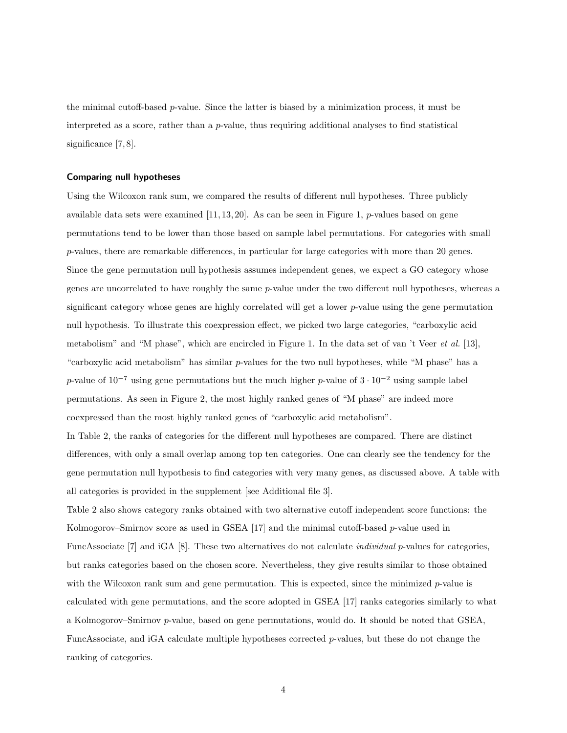the minimal cutoff-based $p$-value. Since the latter is biased by a minimization process, it must be interpreted as a score, rather than a $p$-value, thus requiring additional analyses to find statistical significance [7, 8].

#### Comparing null hypotheses

Using the Wilcoxon rank sum, we compared the results of different null hypotheses. Three publicly available data sets were examined [11, 13, 20]. As can be seen in Figure 1, $p$-values based on gene permutations tend to be lower than those based on sample label permutations. For categories with small $p$-values, there are remarkable differences, in particular for large categories with more than 20 genes. Since the gene permutation null hypothesis assumes independent genes, we expect a GO category whose genes are uncorrelated to have roughly the same $p$-value under the two different null hypotheses, whereas a significant category whose genes are highly correlated will get a lower $p$-value using the gene permutation null hypothesis. To illustrate this coexpression effect, we picked two large categories, "carboxylic acid metabolism" and "M phase", which are encircled in Figure 1. In the data set of van 't Veer *et al.* [13], "carboxylic acid metabolism" has similar $p$-values for the two null hypotheses, while "M phase" has a $p$-value of $10^{-7}$ using gene permutations but the much higher $p$-value of $3 \cdot 10^{-2}$ using sample label permutations. As seen in Figure 2, the most highly ranked genes of "M phase" are indeed more coexpressed than the most highly ranked genes of "carboxylic acid metabolism".

In Table 2, the ranks of categories for the different null hypotheses are compared. There are distinct differences, with only a small overlap among top ten categories. One can clearly see the tendency for the gene permutation null hypothesis to find categories with very many genes, as discussed above. A table with all categories is provided in the supplement [see Additional file 3].

Table 2 also shows category ranks obtained with two alternative cutoff independent score functions: the Kolmogorov–Smirnov score as used in GSEA [17] and the minimal cutoff-based $p$-value used in FuncAssociate [7] and iGA [8]. These two alternatives do not calculate *individual* $p$-values for categories, but ranks categories based on the chosen score. Nevertheless, they give results similar to those obtained with the Wilcoxon rank sum and gene permutation. This is expected, since the minimized $p$-value is calculated with gene permutations, and the score adopted in GSEA [17] ranks categories similarly to what a Kolmogorov–Smirnov $p$-value, based on gene permutations, would do. It should be noted that GSEA, FuncAssociate, and iGA calculate multiple hypotheses corrected $p$-values, but these do not change the ranking of categories.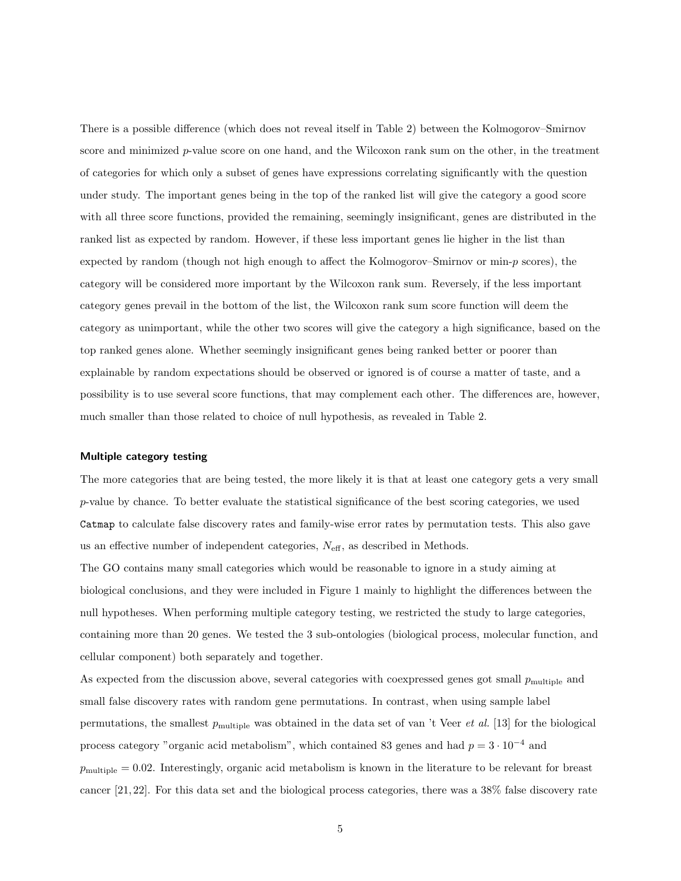There is a possible difference (which does not reveal itself in Table 2) between the Kolmogorov–Smirnov score and minimized $p$-value score on one hand, and the Wilcoxon rank sum on the other, in the treatment of categories for which only a subset of genes have expressions correlating significantly with the question under study. The important genes being in the top of the ranked list will give the category a good score with all three score functions, provided the remaining, seemingly insignificant, genes are distributed in the ranked list as expected by random. However, if these less important genes lie higher in the list than expected by random (though not high enough to affect the Kolmogorov–Smirnov or min-$p$ scores), the category will be considered more important by the Wilcoxon rank sum. Reversely, if the less important category genes prevail in the bottom of the list, the Wilcoxon rank sum score function will deem the category as unimportant, while the other two scores will give the category a high significance, based on the top ranked genes alone. Whether seemingly insignificant genes being ranked better or poorer than explainable by random expectations should be observed or ignored is of course a matter of taste, and a possibility is to use several score functions, that may complement each other. The differences are, however, much smaller than those related to choice of null hypothesis, as revealed in Table 2.

### Multiple category testing

The more categories that are being tested, the more likely it is that at least one category gets a very small $p$-value by chance. To better evaluate the statistical significance of the best scoring categories, we used `Catmap` to calculate false discovery rates and family-wise error rates by permutation tests. This also gave us an effective number of independent categories, $N_{\text{eff}}$, as described in Methods.

The GO contains many small categories which would be reasonable to ignore in a study aiming at biological conclusions, and they were included in Figure 1 mainly to highlight the differences between the null hypotheses. When performing multiple category testing, we restricted the study to large categories, containing more than 20 genes. We tested the 3 sub-ontologies (biological process, molecular function, and cellular component) both separately and together.

As expected from the discussion above, several categories with coexpressed genes got small $p_{\text{multiple}}$ and small false discovery rates with random gene permutations. In contrast, when using sample label permutations, the smallest $p_{\text{multiple}}$ was obtained in the data set of van 't Veer *et al.* [13] for the biological process category "organic acid metabolism", which contained 83 genes and had $p = 3 \cdot 10^{-4}$ and $p_{\text{multiple}} = 0.02$. Interestingly, organic acid metabolism is known in the literature to be relevant for breast cancer [21, 22]. For this data set and the biological process categories, there was a 38% false discovery rate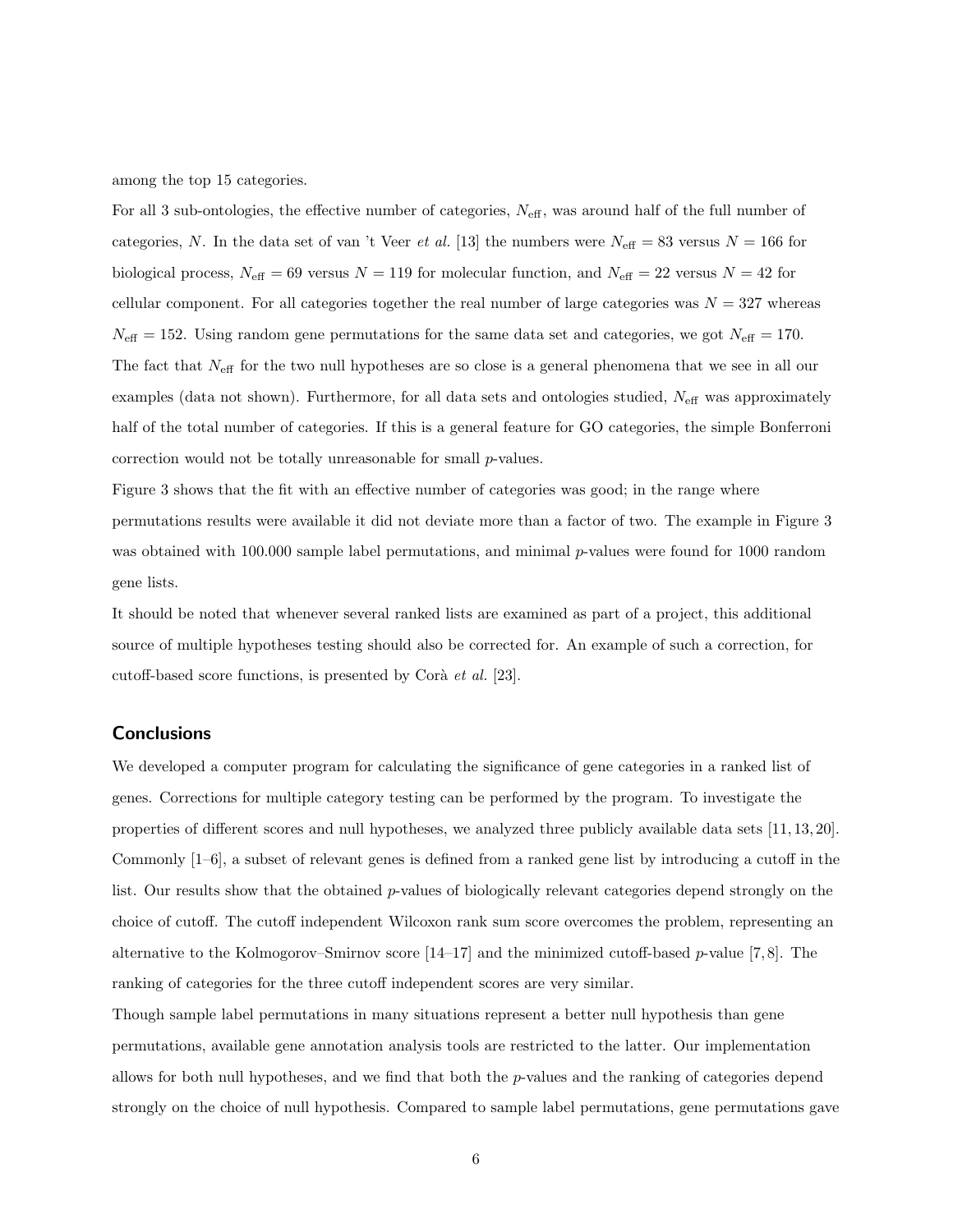among the top 15 categories.

For all 3 sub-ontologies, the effective number of categories, $N_{\text{eff}}$, was around half of the full number of categories, $N$. In the data set of van 't Veer *et al.* [13] the numbers were $N_{\text{eff}} = 83$ versus $N = 166$ for biological process, $N_{\text{eff}} = 69$ versus $N = 119$ for molecular function, and $N_{\text{eff}} = 22$ versus $N = 42$ for cellular component. For all categories together the real number of large categories was $N = 327$ whereas $N_{\text{eff}} = 152$. Using random gene permutations for the same data set and categories, we got $N_{\text{eff}} = 170$. The fact that $N_{\text{eff}}$ for the two null hypotheses are so close is a general phenomena that we see in all our examples (data not shown). Furthermore, for all data sets and ontologies studied, $N_{\text{eff}}$ was approximately half of the total number of categories. If this is a general feature for GO categories, the simple Bonferroni correction would not be totally unreasonable for small $p$-values.

Figure 3 shows that the fit with an effective number of categories was good; in the range where permutations results were available it did not deviate more than a factor of two. The example in Figure 3 was obtained with 100.000 sample label permutations, and minimal $p$-values were found for 1000 random gene lists.

It should be noted that whenever several ranked lists are examined as part of a project, this additional source of multiple hypotheses testing should also be corrected for. An example of such a correction, for cutoff-based score functions, is presented by Corà *et al.* [23].

## Conclusions

We developed a computer program for calculating the significance of gene categories in a ranked list of genes. Corrections for multiple category testing can be performed by the program. To investigate the properties of different scores and null hypotheses, we analyzed three publicly available data sets [11, 13, 20]. Commonly [1–6], a subset of relevant genes is defined from a ranked gene list by introducing a cutoff in the list. Our results show that the obtained $p$-values of biologically relevant categories depend strongly on the choice of cutoff. The cutoff independent Wilcoxon rank sum score overcomes the problem, representing an alternative to the Kolmogorov–Smirnov score [14–17] and the minimized cutoff-based $p$-value [7, 8]. The ranking of categories for the three cutoff independent scores are very similar.

Though sample label permutations in many situations represent a better null hypothesis than gene permutations, available gene annotation analysis tools are restricted to the latter. Our implementation allows for both null hypotheses, and we find that both the $p$-values and the ranking of categories depend strongly on the choice of null hypothesis. Compared to sample label permutations, gene permutations gave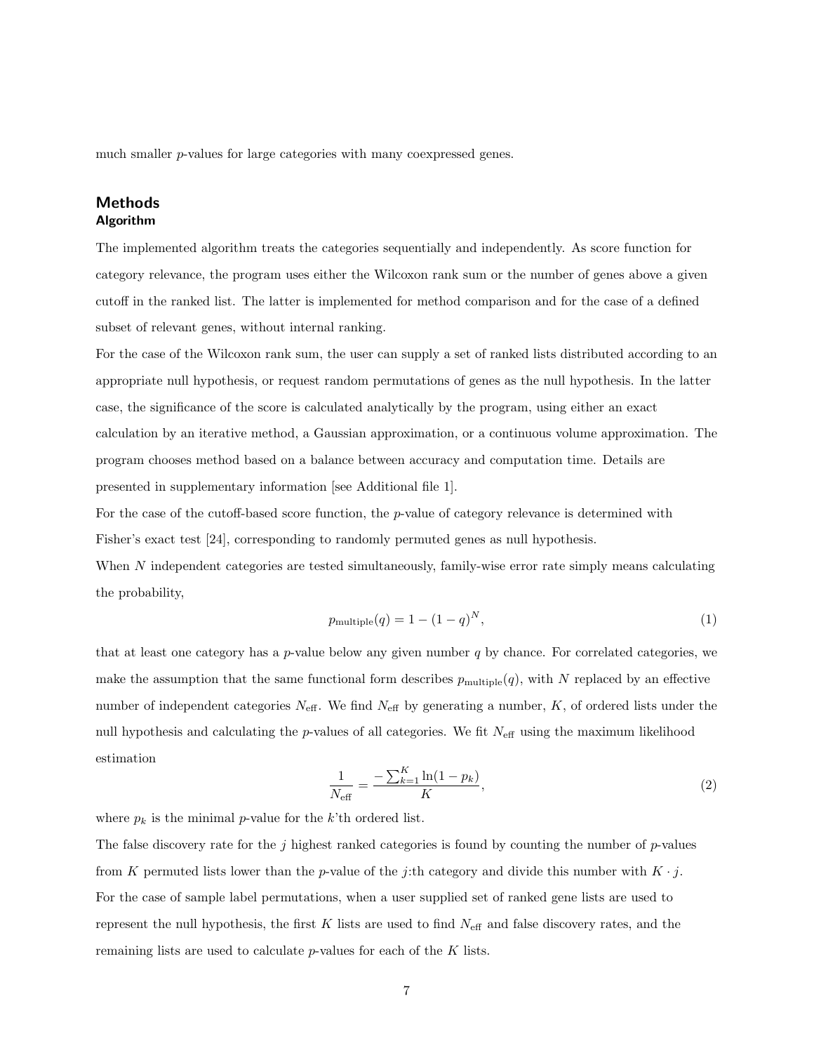much smaller $p$-values for large categories with many coexpressed genes.

## Methods

### Algorithm

The implemented algorithm treats the categories sequentially and independently. As score function for category relevance, the program uses either the Wilcoxon rank sum or the number of genes above a given cutoff in the ranked list. The latter is implemented for method comparison and for the case of a defined subset of relevant genes, without internal ranking.

For the case of the Wilcoxon rank sum, the user can supply a set of ranked lists distributed according to an appropriate null hypothesis, or request random permutations of genes as the null hypothesis. In the latter case, the significance of the score is calculated analytically by the program, using either an exact calculation by an iterative method, a Gaussian approximation, or a continuous volume approximation. The program chooses method based on a balance between accuracy and computation time. Details are presented in supplementary information [see Additional file 1].

For the case of the cutoff-based score function, the $p$-value of category relevance is determined with Fisher's exact test [24], corresponding to randomly permuted genes as null hypothesis.

When $N$ independent categories are tested simultaneously, family-wise error rate simply means calculating the probability,

$$p_{\text{multiple}}(q) = 1 - (1 - q)^N, \tag{1}$$

that at least one category has a $p$-value below any given number $q$ by chance. For correlated categories, we make the assumption that the same functional form describes $p_{\text{multiple}}(q)$, with $N$ replaced by an effective number of independent categories $N_{\text{eff}}$. We find $N_{\text{eff}}$ by generating a number, $K$, of ordered lists under the null hypothesis and calculating the $p$-values of all categories. We fit $N_{\text{eff}}$ using the maximum likelihood estimation

$$\frac{1}{N_{\text{eff}}} = \frac{-\sum_{k=1}^{K} \ln(1 - p_k)}{K}, \tag{2}$$

where $p_k$ is the minimal $p$-value for the $k$'th ordered list.

The false discovery rate for the $j$ highest ranked categories is found by counting the number of $p$-values from $K$ permuted lists lower than the $p$-value of the $j$:th category and divide this number with $K \cdot j$.

For the case of sample label permutations, when a user supplied set of ranked gene lists are used to represent the null hypothesis, the first $K$ lists are used to find $N_{\text{eff}}$ and false discovery rates, and the remaining lists are used to calculate $p$-values for each of the $K$ lists.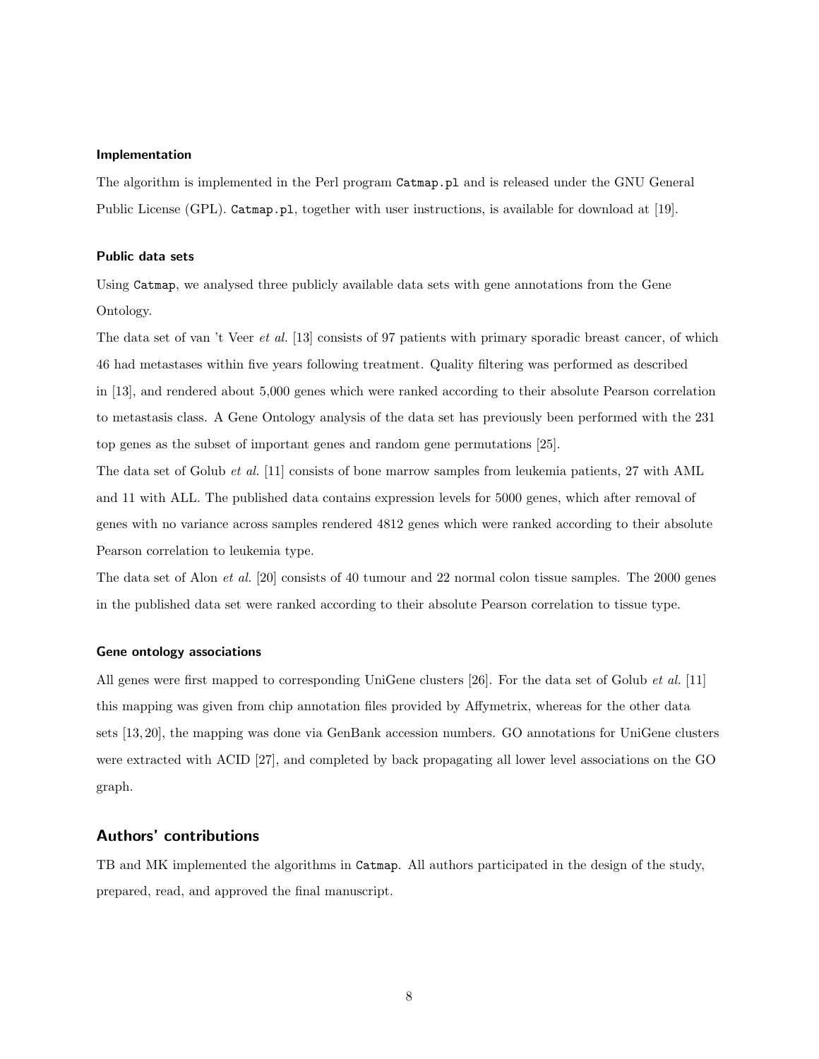#### Implementation

The algorithm is implemented in the Perl program `Catmap.pl` and is released under the GNU General Public License (GPL). `Catmap.pl`, together with user instructions, is available for download at [19].

#### Public data sets

Using `Catmap`, we analysed three publicly available data sets with gene annotations from the Gene Ontology.

The data set of van 't Veer *et al.* [13] consists of 97 patients with primary sporadic breast cancer, of which 46 had metastases within five years following treatment. Quality filtering was performed as described in [13], and rendered about 5,000 genes which were ranked according to their absolute Pearson correlation to metastasis class. A Gene Ontology analysis of the data set has previously been performed with the 231 top genes as the subset of important genes and random gene permutations [25].

The data set of Golub *et al.* [11] consists of bone marrow samples from leukemia patients, 27 with AML and 11 with ALL. The published data contains expression levels for 5000 genes, which after removal of genes with no variance across samples rendered 4812 genes which were ranked according to their absolute Pearson correlation to leukemia type.

The data set of Alon *et al.* [20] consists of 40 tumour and 22 normal colon tissue samples. The 2000 genes in the published data set were ranked according to their absolute Pearson correlation to tissue type.

#### Gene ontology associations

All genes were first mapped to corresponding UniGene clusters [26]. For the data set of Golub *et al.* [11] this mapping was given from chip annotation files provided by Affymetrix, whereas for the other data sets [13, 20], the mapping was done via GenBank accession numbers. GO annotations for UniGene clusters were extracted with ACID [27], and completed by back propagating all lower level associations on the GO graph.

## Authors' contributions

TB and MK implemented the algorithms in `Catmap`. All authors participated in the design of the study, prepared, read, and approved the final manuscript.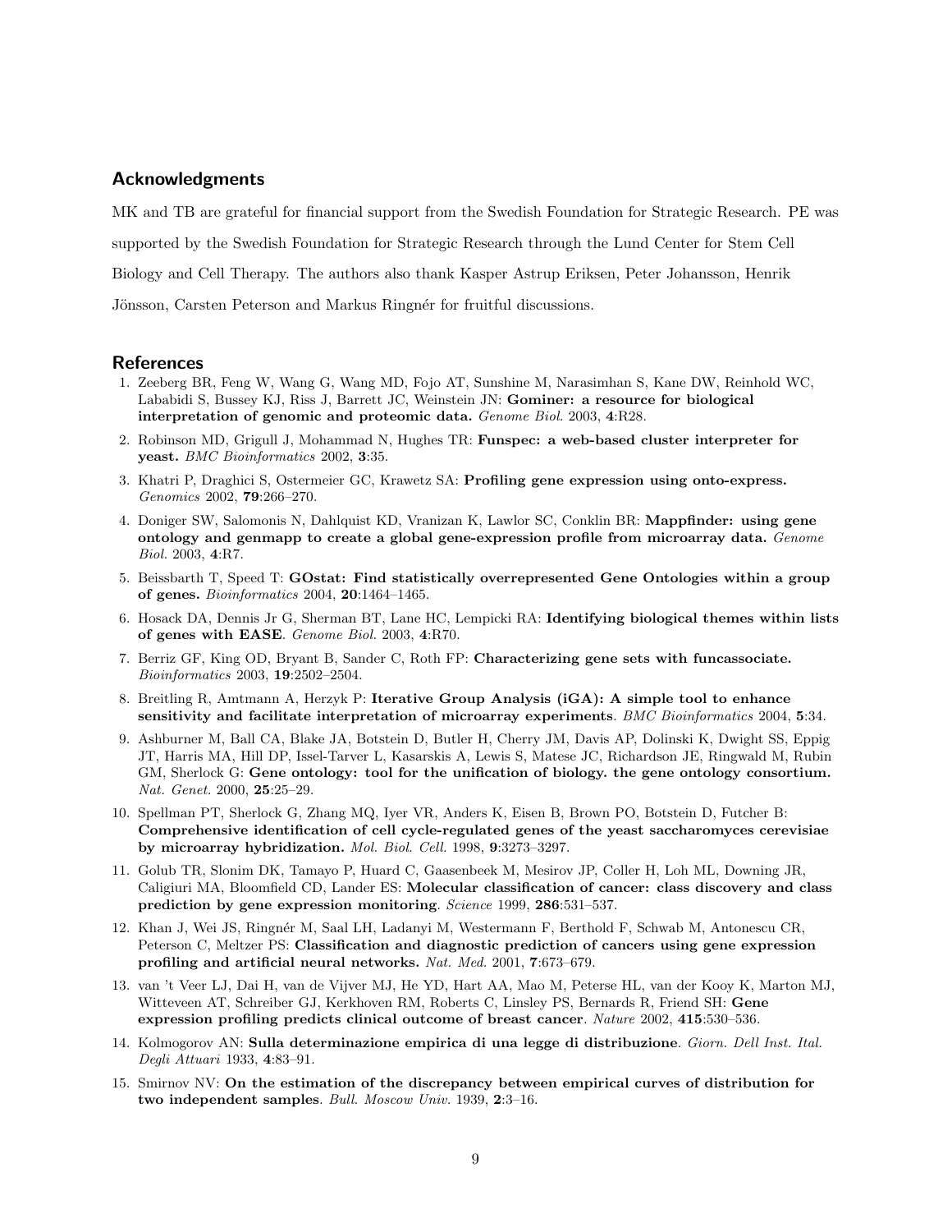## Acknowledgments

MK and TB are grateful for financial support from the Swedish Foundation for Strategic Research. PE was supported by the Swedish Foundation for Strategic Research through the Lund Center for Stem Cell Biology and Cell Therapy. The authors also thank Kasper Astrup Eriksen, Peter Johansson, Henrik Jönsson, Carsten Peterson and Markus Ringnér for fruitful discussions.

## References

1. Zeeberg BR, Feng W, Wang G, Wang MD, Fojo AT, Sunshine M, Narasimhan S, Kane DW, Reinhold WC, Lababidi S, Bussey KJ, Riss J, Barrett JC, Weinstein JN: **Gominer: a resource for biological interpretation of genomic and proteomic data.** *Genome Biol.* 2003, **4**:R28.
2. Robinson MD, Grigull J, Mohammad N, Hughes TR: **Funspec: a web-based cluster interpreter for yeast.** *BMC Bioinformatics* 2002, **3**:35.
3. Khatri P, Draghici S, Ostermeier GC, Krawetz SA: **Profiling gene expression using onto-express.** *Genomics* 2002, **79**:266–270.
4. Doniger SW, Salomonis N, Dahlquist KD, Vranizan K, Lawlor SC, Conklin BR: **Mappfinder: using gene ontology and genmapp to create a global gene-expression profile from microarray data.** *Genome Biol.* 2003, **4**:R7.
5. Beissbarth T, Speed T: **GOstat: Find statistically overrepresented Gene Ontologies within a group of genes.** *Bioinformatics* 2004, **20**:1464–1465.
6. Hosack DA, Dennis Jr G, Sherman BT, Lane HC, Lempicki RA: **Identifying biological themes within lists of genes with EASE**. *Genome Biol.* 2003, **4**:R70.
7. Berriz GF, King OD, Bryant B, Sander C, Roth FP: **Characterizing gene sets with funcassociate.** *Bioinformatics* 2003, **19**:2502–2504.
8. Breitling R, Amtmann A, Herzyk P: **Iterative Group Analysis (iGA): A simple tool to enhance sensitivity and facilitate interpretation of microarray experiments**. *BMC Bioinformatics* 2004, **5**:34.
9. Ashburner M, Ball CA, Blake JA, Botstein D, Butler H, Cherry JM, Davis AP, Dolinski K, Dwight SS, Eppig JT, Harris MA, Hill DP, Issel-Tarver L, Kasarskis A, Lewis S, Matese JC, Richardson JE, Ringwald M, Rubin GM, Sherlock G: **Gene ontology: tool for the unification of biology. the gene ontology consortium.** *Nat. Genet.* 2000, **25**:25–29.
10. Spellman PT, Sherlock G, Zhang MQ, Iyer VR, Anders K, Eisen B, Brown PO, Botstein D, Futcher B: **Comprehensive identification of cell cycle-regulated genes of the yeast saccharomyces cerevisiae by microarray hybridization.** *Mol. Biol. Cell.* 1998, **9**:3273–3297.
11. Golub TR, Slonim DK, Tamayo P, Huard C, Gaasenbeek M, Mesirov JP, Coller H, Loh ML, Downing JR, Caligiuri MA, Bloomfield CD, Lander ES: **Molecular classification of cancer: class discovery and class prediction by gene expression monitoring**. *Science* 1999, **286**:531–537.
12. Khan J, Wei JS, Ringnér M, Saal LH, Ladanyi M, Westermann F, Berthold F, Schwab M, Antonescu CR, Peterson C, Meltzer PS: **Classification and diagnostic prediction of cancers using gene expression profiling and artificial neural networks.** *Nat. Med.* 2001, **7**:673–679.
13. van 't Veer LJ, Dai H, van de Vijver MJ, He YD, Hart AA, Mao M, Peterse HL, van der Kooy K, Marton MJ, Witteveen AT, Schreiber GJ, Kerkhoven RM, Roberts C, Linsley PS, Bernards R, Friend SH: **Gene expression profiling predicts clinical outcome of breast cancer**. *Nature* 2002, **415**:530–536.
14. Kolmogorov AN: **Sulla determinazione empirica di una legge di distribuzione**. *Giorn. Dell Inst. Ital. Degli Attuari* 1933, **4**:83–91.
15. Smirnov NV: **On the estimation of the discrepancy between empirical curves of distribution for two independent samples**. *Bull. Moscow Univ.* 1939, **2**:3–16.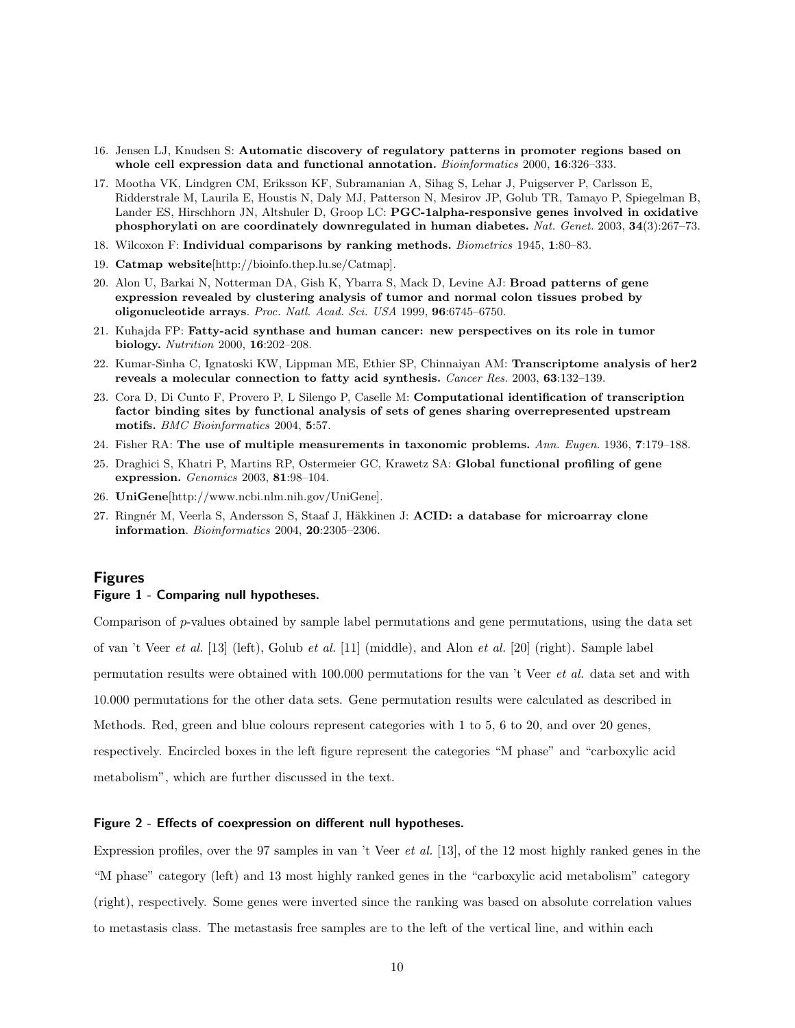16. Jensen LJ, Knudsen S: **Automatic discovery of regulatory patterns in promoter regions based on whole cell expression data and functional annotation.** *Bioinformatics* 2000, **16**:326–333.

17. Mootha VK, Lindgren CM, Eriksson KF, Subramanian A, Sihag S, Lehar J, Puigserver P, Carlsson E, Ridderstrale M, Laurila E, Houstis N, Daly MJ, Patterson N, Mesirov JP, Golub TR, Tamayo P, Spiegelman B, Lander ES, Hirschhorn JN, Altshuler D, Groop LC: **PGC-1alpha-responsive genes involved in oxidative phosphorylati on are coordinately downregulated in human diabetes.** *Nat. Genet.* 2003, **34**(3):267–73.

18. Wilcoxon F: **Individual comparisons by ranking methods.** *Biometrics* 1945, **1**:80–83.

19. **Catmap website**[http://bioinfo.thep.lu.se/Catmap].

20. Alon U, Barkai N, Notterman DA, Gish K, Ybarra S, Mack D, Levine AJ: **Broad patterns of gene expression revealed by clustering analysis of tumor and normal colon tissues probed by oligonucleotide arrays**. *Proc. Natl. Acad. Sci. USA* 1999, **96**:6745–6750.

21. Kuhajda FP: **Fatty-acid synthase and human cancer: new perspectives on its role in tumor biology.** *Nutrition* 2000, **16**:202–208.

22. Kumar-Sinha C, Ignatoski KW, Lippman ME, Ethier SP, Chinnaiyan AM: **Transcriptome analysis of her2 reveals a molecular connection to fatty acid synthesis.** *Cancer Res.* 2003, **63**:132–139.

23. Cora D, Di Cunto F, Provero P, L Silengo P, Caselle M: **Computational identification of transcription factor binding sites by functional analysis of sets of genes sharing overrepresented upstream motifs.** *BMC Bioinformatics* 2004, **5**:57.

24. Fisher RA: **The use of multiple measurements in taxonomic problems.** *Ann. Eugen.* 1936, **7**:179–188.

25. Draghici S, Khatri P, Martins RP, Ostermeier GC, Krawetz SA: **Global functional profiling of gene expression.** *Genomics* 2003, **81**:98–104.

26. **UniGene**[http://www.ncbi.nlm.nih.gov/UniGene].

27. Ringnér M, Veerla S, Andersson S, Staaf J, Häkkinen J: **ACID: a database for microarray clone information**. *Bioinformatics* 2004, **20**:2305–2306.

## Figures

### Figure 1 - Comparing null hypotheses.

Comparison of *p*-values obtained by sample label permutations and gene permutations, using the data set of van 't Veer *et al.* [13] (left), Golub *et al.* [11] (middle), and Alon *et al.* [20] (right). Sample label permutation results were obtained with 100.000 permutations for the van 't Veer *et al.* data set and with 10.000 permutations for the other data sets. Gene permutation results were calculated as described in Methods. Red, green and blue colours represent categories with 1 to 5, 6 to 20, and over 20 genes, respectively. Encircled boxes in the left figure represent the categories "M phase" and "carboxylic acid metabolism", which are further discussed in the text.

### Figure 2 - Effects of coexpression on different null hypotheses.

Expression profiles, over the 97 samples in van 't Veer *et al.* [13], of the 12 most highly ranked genes in the "M phase" category (left) and 13 most highly ranked genes in the "carboxylic acid metabolism" category (right), respectively. Some genes were inverted since the ranking was based on absolute correlation values to metastasis class. The metastasis free samples are to the left of the vertical line, and within each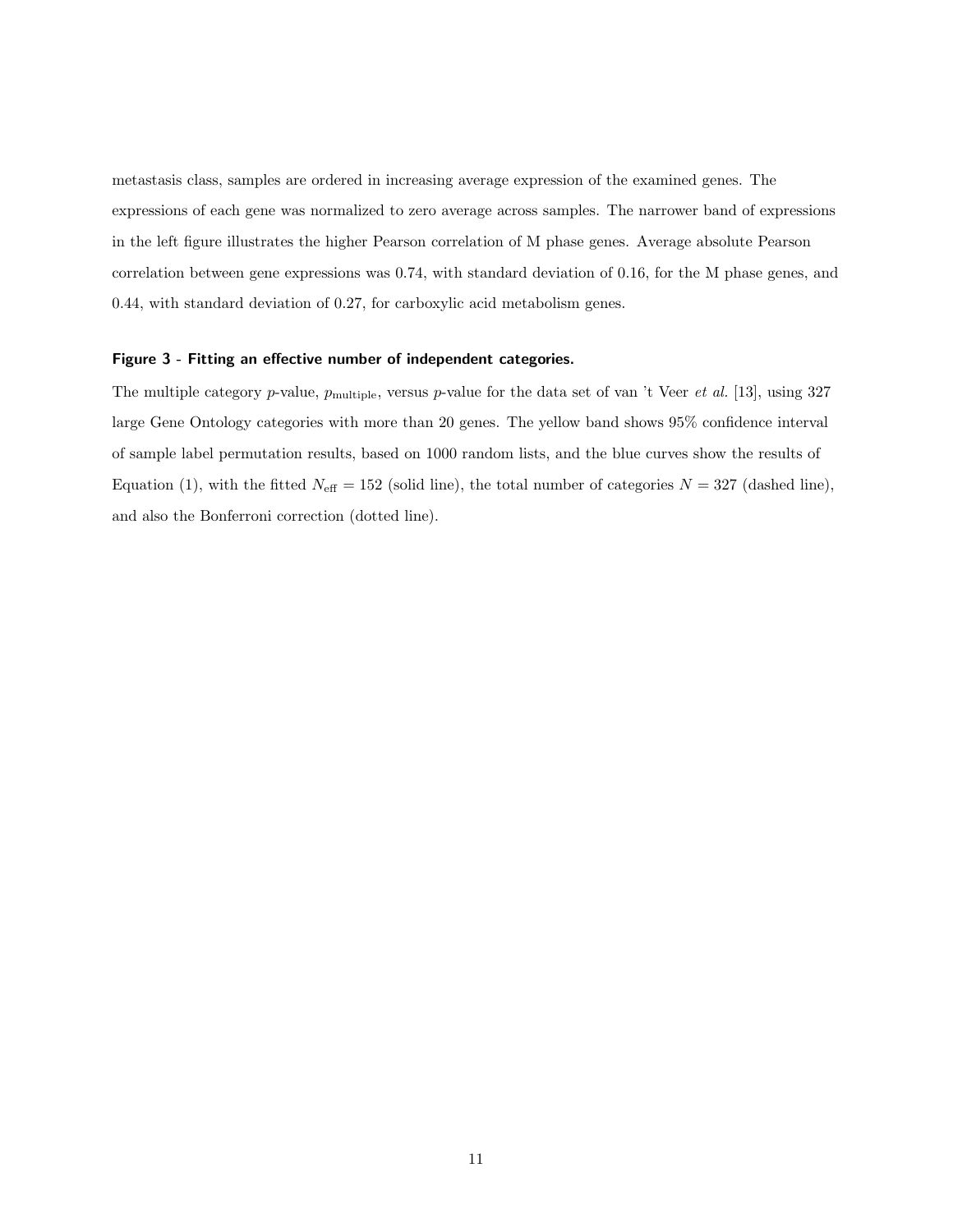metastasis class, samples are ordered in increasing average expression of the examined genes. The expressions of each gene was normalized to zero average across samples. The narrower band of expressions in the left figure illustrates the higher Pearson correlation of M phase genes. Average absolute Pearson correlation between gene expressions was 0.74, with standard deviation of 0.16, for the M phase genes, and 0.44, with standard deviation of 0.27, for carboxylic acid metabolism genes.

#### Figure 3 - Fitting an effective number of independent categories.

The multiple category $p$-value, $p_{\mathrm{multiple}}$, versus $p$-value for the data set of van 't Veer *et al.* [13], using 327 large Gene Ontology categories with more than 20 genes. The yellow band shows 95% confidence interval of sample label permutation results, based on 1000 random lists, and the blue curves show the results of Equation (1), with the fitted $N_{\mathrm{eff}} = 152$ (solid line), the total number of categories $N = 327$ (dashed line), and also the Bonferroni correction (dotted line).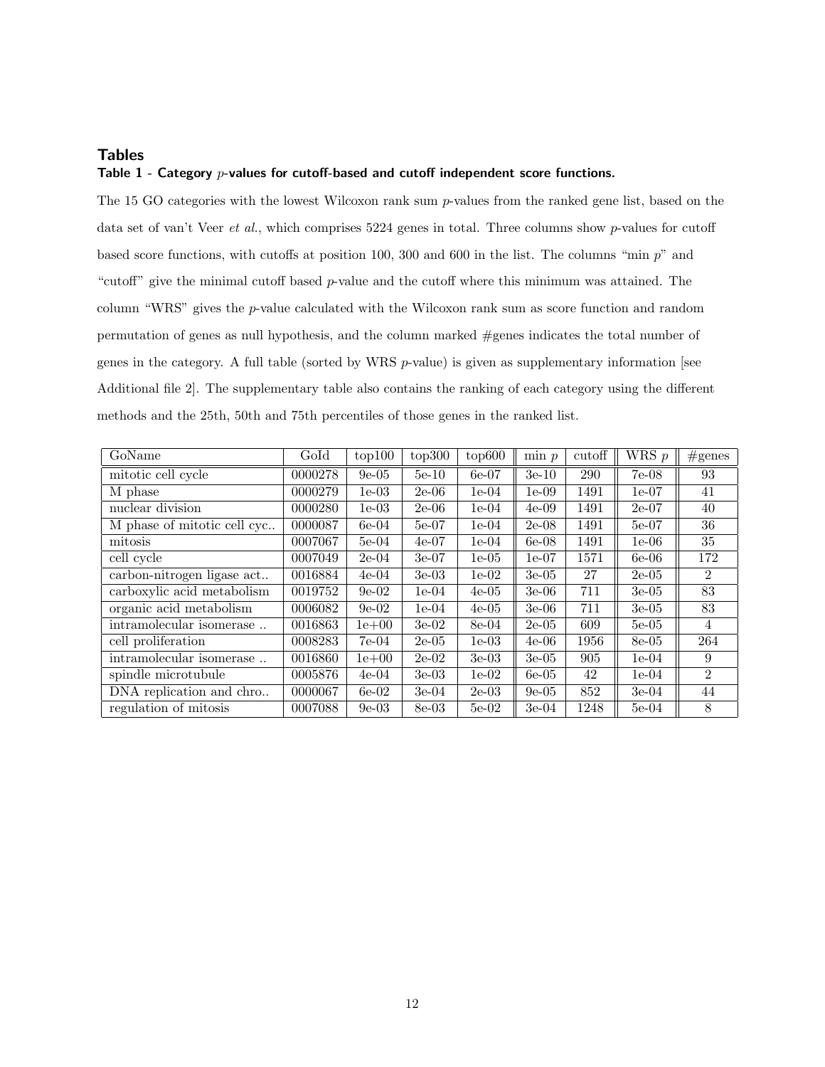## Tables

### Table 1 - Category $p$-values for cutoff-based and cutoff independent score functions.

The 15 GO categories with the lowest Wilcoxon rank sum $p$-values from the ranked gene list, based on the data set of van't Veer *et al.*, which comprises 5224 genes in total. Three columns show $p$-values for cutoff based score functions, with cutoffs at position 100, 300 and 600 in the list. The columns "min $p$" and "cutoff" give the minimal cutoff based $p$-value and the cutoff where this minimum was attained. The column "WRS" gives the $p$-value calculated with the Wilcoxon rank sum as score function and random permutation of genes as null hypothesis, and the column marked #genes indicates the total number of genes in the category. A full table (sorted by WRS $p$-value) is given as supplementary information [see Additional file 2]. The supplementary table also contains the ranking of each category using the different methods and the 25th, 50th and 75th percentiles of those genes in the ranked list.

| GoName | GoId | top100 | top300 | top600 | min $p$ | cutoff | WRS $p$ | #genes |
|---|---|---|---|---|---|---|---|---|
| mitotic cell cycle | 0000278 | 9e-05 | 5e-10 | 6e-07 | 3e-10 | 290 | 7e-08 | 93 |
| M phase | 0000279 | 1e-03 | 2e-06 | 1e-04 | 1e-09 | 1491 | 1e-07 | 41 |
| nuclear division | 0000280 | 1e-03 | 2e-06 | 1e-04 | 4e-09 | 1491 | 2e-07 | 40 |
| M phase of mitotic cell cyc.. | 0000087 | 6e-04 | 5e-07 | 1e-04 | 2e-08 | 1491 | 5e-07 | 36 |
| mitosis | 0007067 | 5e-04 | 4e-07 | 1e-04 | 6e-08 | 1491 | 1e-06 | 35 |
| cell cycle | 0007049 | 2e-04 | 3e-07 | 1e-05 | 1e-07 | 1571 | 6e-06 | 172 |
| carbon-nitrogen ligase act.. | 0016884 | 4e-04 | 3e-03 | 1e-02 | 3e-05 | 27 | 2e-05 | 2 |
| carboxylic acid metabolism | 0019752 | 9e-02 | 1e-04 | 4e-05 | 3e-06 | 711 | 3e-05 | 83 |
| organic acid metabolism | 0006082 | 9e-02 | 1e-04 | 4e-05 | 3e-06 | 711 | 3e-05 | 83 |
| intramolecular isomerase .. | 0016863 | 1e+00 | 3e-02 | 8e-04 | 2e-05 | 609 | 5e-05 | 4 |
| cell proliferation | 0008283 | 7e-04 | 2e-05 | 1e-03 | 4e-06 | 1956 | 8e-05 | 264 |
| intramolecular isomerase .. | 0016860 | 1e+00 | 2e-02 | 3e-03 | 3e-05 | 905 | 1e-04 | 9 |
| spindle microtubule | 0005876 | 4e-04 | 3e-03 | 1e-02 | 6e-05 | 42 | 1e-04 | 2 |
| DNA replication and chro.. | 0000067 | 6e-02 | 3e-04 | 2e-03 | 9e-05 | 852 | 3e-04 | 44 |
| regulation of mitosis | 0007088 | 9e-03 | 8e-03 | 5e-02 | 3e-04 | 1248 | 5e-04 | 8 |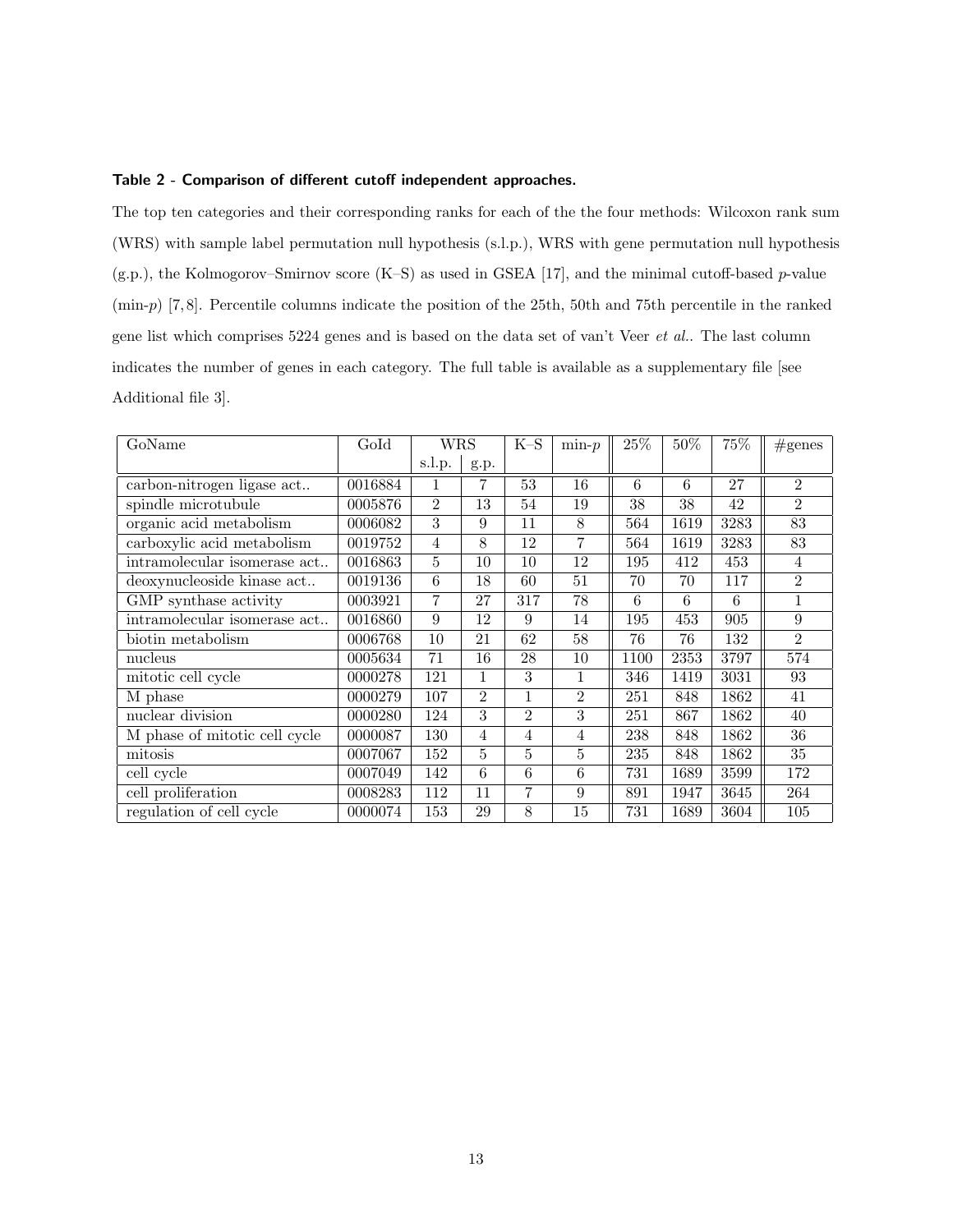**Table 2 - Comparison of different cutoff independent approaches.**

The top ten categories and their corresponding ranks for each of the the four methods: Wilcoxon rank sum (WRS) with sample label permutation null hypothesis (s.l.p.), WRS with gene permutation null hypothesis (g.p.), the Kolmogorov–Smirnov score (K–S) as used in GSEA [17], and the minimal cutoff-based $p$-value (min-$p$) [7, 8]. Percentile columns indicate the position of the 25th, 50th and 75th percentile in the ranked gene list which comprises 5224 genes and is based on the data set of van't Veer *et al.*. The last column indicates the number of genes in each category. The full table is available as a supplementary file [see Additional file 3].

| GoName | GoId | WRS | | K–S | min-$p$ | 25% | 50% | 75% | #genes |
|---|---|---|---|---|---|---|---|---|---|
| | | s.l.p. | g.p. | | | | | | |
| carbon-nitrogen ligase act.. | 0016884 | 1 | 7 | 53 | 16 | 6 | 6 | 27 | 2 |
| spindle microtubule | 0005876 | 2 | 13 | 54 | 19 | 38 | 38 | 42 | 2 |
| organic acid metabolism | 0006082 | 3 | 9 | 11 | 8 | 564 | 1619 | 3283 | 83 |
| carboxylic acid metabolism | 0019752 | 4 | 8 | 12 | 7 | 564 | 1619 | 3283 | 83 |
| intramolecular isomerase act.. | 0016863 | 5 | 10 | 10 | 12 | 195 | 412 | 453 | 4 |
| deoxynucleoside kinase act.. | 0019136 | 6 | 18 | 60 | 51 | 70 | 70 | 117 | 2 |
| GMP synthase activity | 0003921 | 7 | 27 | 317 | 78 | 6 | 6 | 6 | 1 |
| intramolecular isomerase act.. | 0016860 | 9 | 12 | 9 | 14 | 195 | 453 | 905 | 9 |
| biotin metabolism | 0006768 | 10 | 21 | 62 | 58 | 76 | 76 | 132 | 2 |
| nucleus | 0005634 | 71 | 16 | 28 | 10 | 1100 | 2353 | 3797 | 574 |
| mitotic cell cycle | 0000278 | 121 | 1 | 3 | 1 | 346 | 1419 | 3031 | 93 |
| M phase | 0000279 | 107 | 2 | 1 | 2 | 251 | 848 | 1862 | 41 |
| nuclear division | 0000280 | 124 | 3 | 2 | 3 | 251 | 867 | 1862 | 40 |
| M phase of mitotic cell cycle | 0000087 | 130 | 4 | 4 | 4 | 238 | 848 | 1862 | 36 |
| mitosis | 0007067 | 152 | 5 | 5 | 5 | 235 | 848 | 1862 | 35 |
| cell cycle | 0007049 | 142 | 6 | 6 | 6 | 731 | 1689 | 3599 | 172 |
| cell proliferation | 0008283 | 112 | 11 | 7 | 9 | 891 | 1947 | 3645 | 264 |
| regulation of cell cycle | 0000074 | 153 | 29 | 8 | 15 | 731 | 1689 | 3604 | 105 |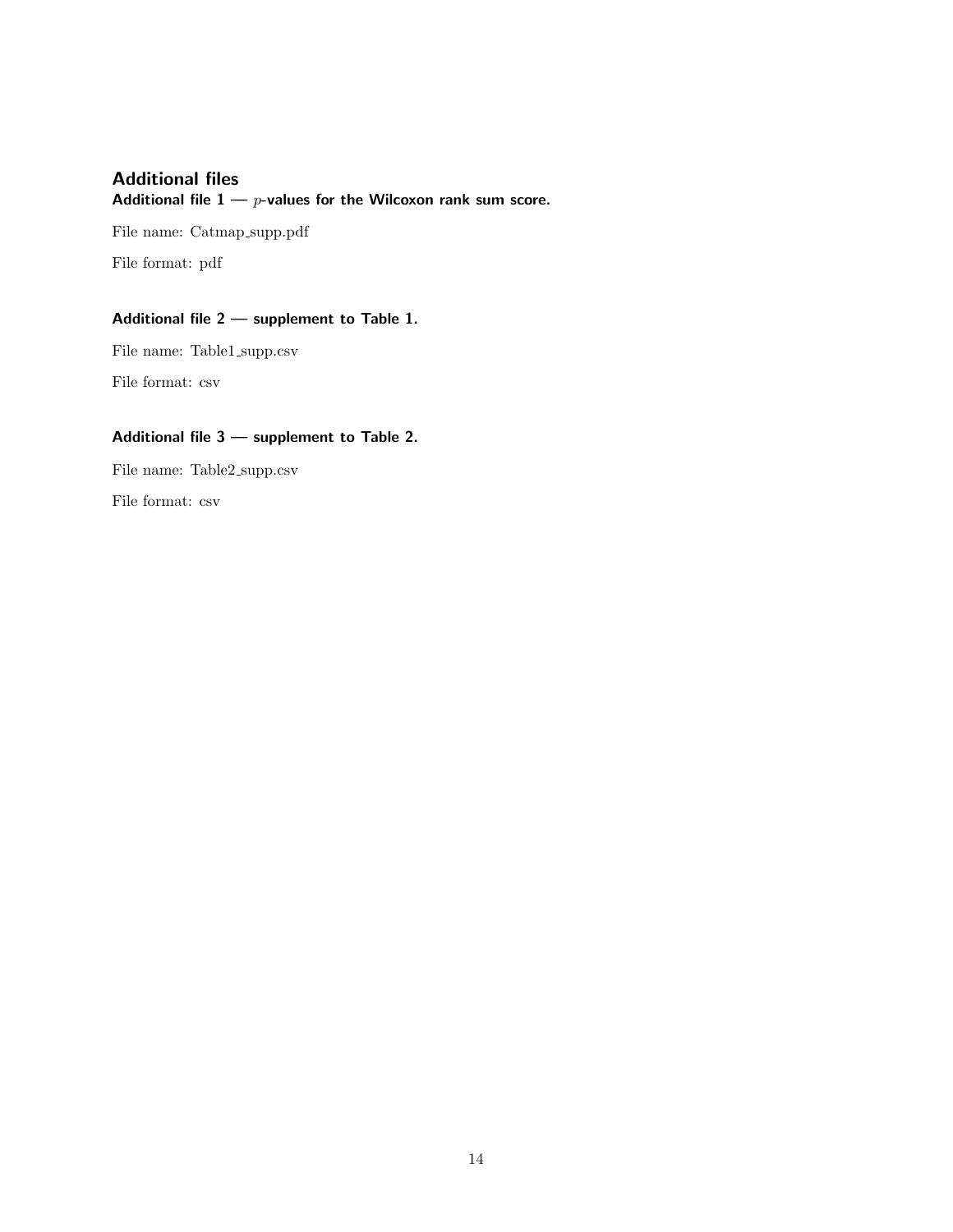## Additional files

### Additional file 1 — $p$-values for the Wilcoxon rank sum score.

File name: Catmap_supp.pdf

File format: pdf

### Additional file 2 — supplement to Table 1.

File name: Table1_supp.csv

File format: csv

### Additional file 3 — supplement to Table 2.

File name: Table2_supp.csv

File format: csv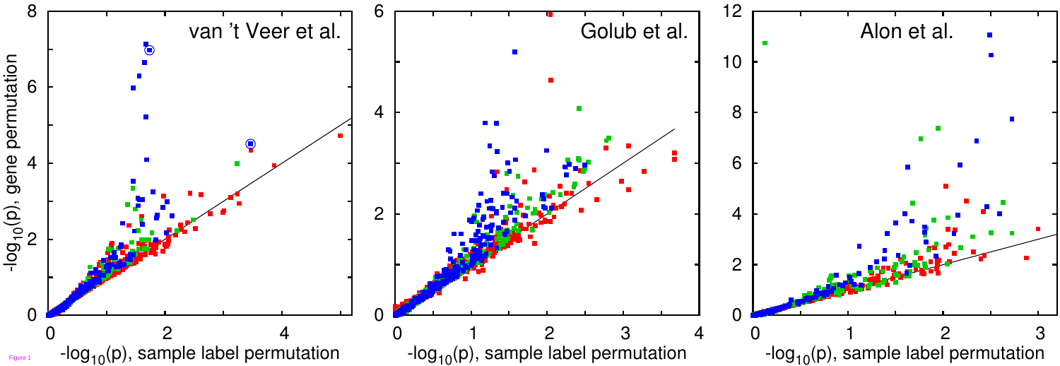Figure 1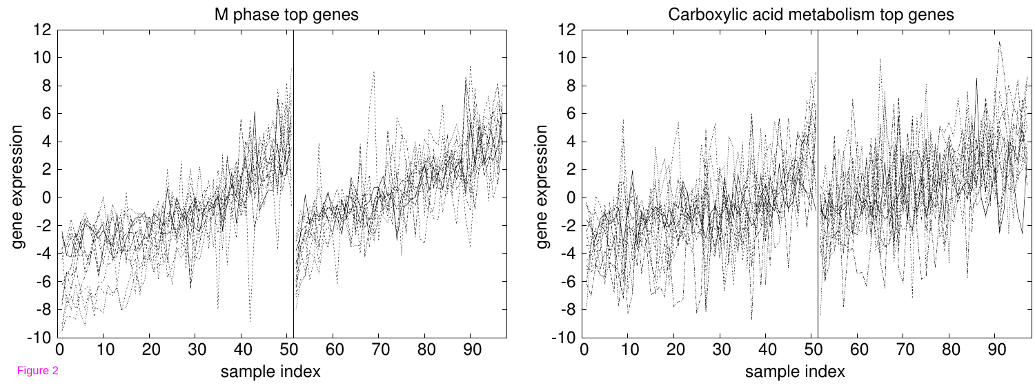Figure 2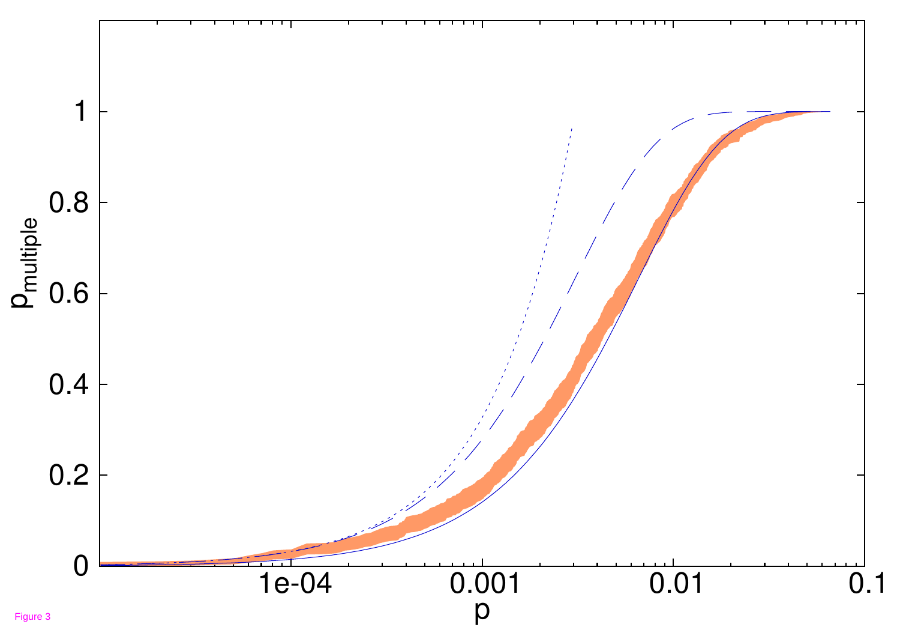Figure 3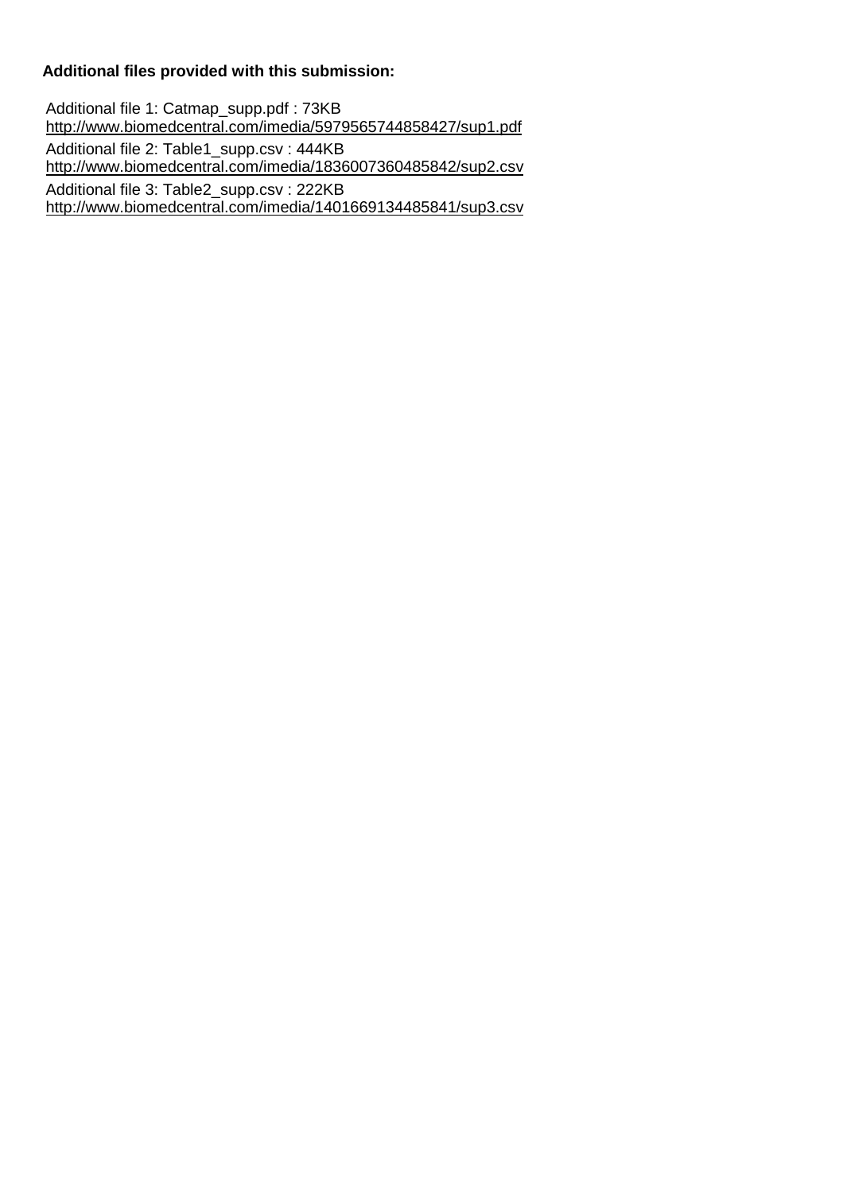**Additional files provided with this submission:**

Additional file 1: Catmap_supp.pdf : 73KB
http://www.biomedcentral.com/imedia/5979565744858427/sup1.pdf

Additional file 2: Table1_supp.csv : 444KB
http://www.biomedcentral.com/imedia/1836007360485842/sup2.csv

Additional file 3: Table2_supp.csv : 222KB
http://www.biomedcentral.com/imedia/1401669134485841/sup3.csv